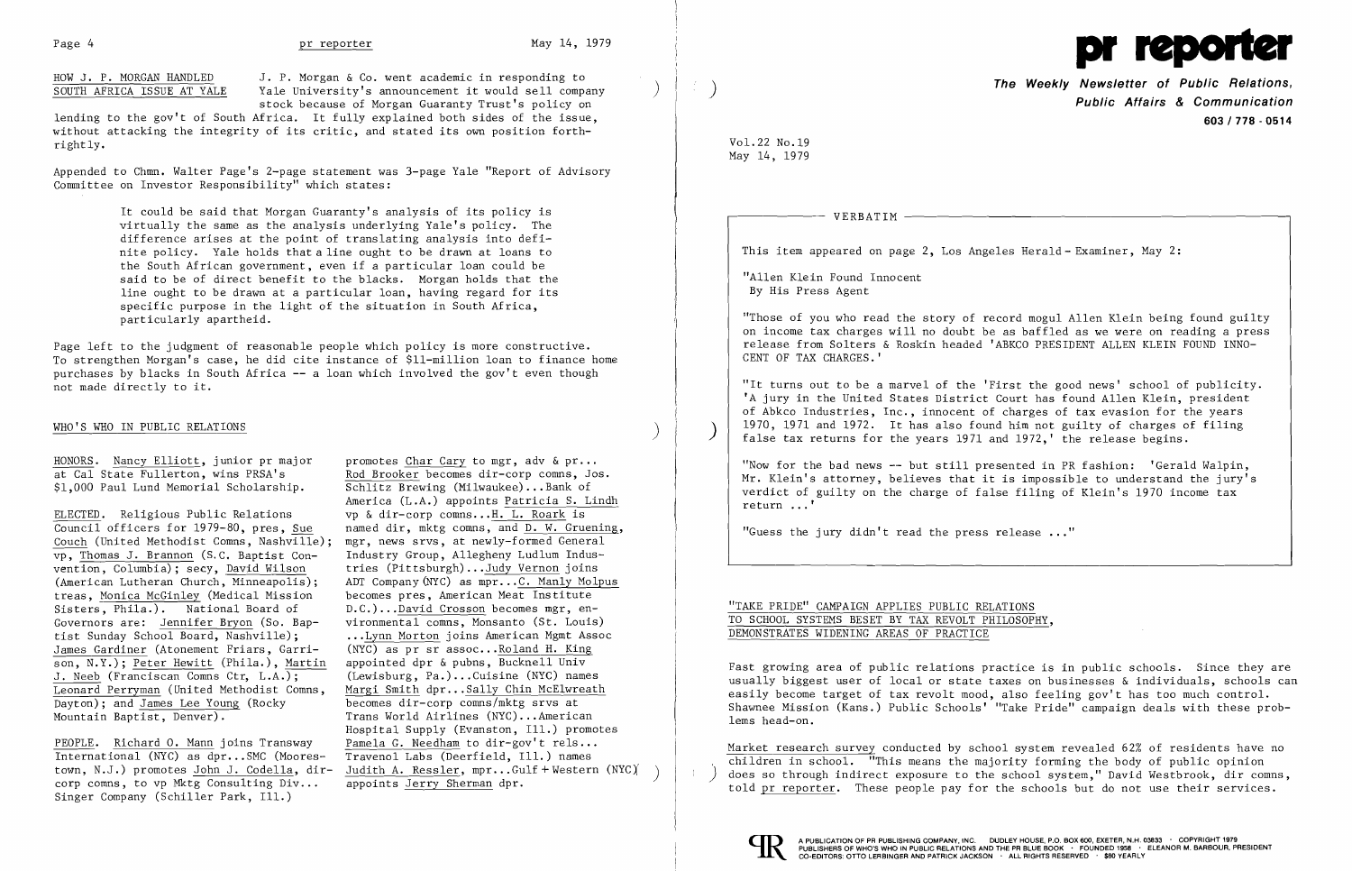## HOW J. P. MORGAN HANDLED SOUTH AFRICA ISSUE AT YALE

J. P. Morgan & Co. went academic in responding to Yale University's announcement it would sell company stock because of Morgan Guaranty Trust's policy on lending to the gov't of South Africa. It fully explained both sides of the issue, without attacking the integrity of its critic, and stated its own position forthrightly.

Appended to Chmn. Walter Page's 2-page statement was 3-page Yale "Report of Advisory Committee on Investor Responsibility" which states:

> It could be said that Morgan Guaranty's analysis of its policy is virtually the same as the analysis underlying Yale's policy. The difference arises at the point of translating analysis into definite policy. Yale holds that a line ought to be drawn at loans to the South African government, even if a particular loan could be said to be of direct benefit to the blacks. Morgan holds that the line ought to be drawn at a particular loan, having regard for its specific purpose in the light of the situation in South Africa, particularly apartheid.

Page left to the judgment of reasonable people which policy is more constructive. To strengthen Morgan's case, he did cite instance of $11-million loan to finance home purchases by blacks in South Africa -- a loan which involved the gov't even though not made directly to it.

## WHO'S WHO IN PUBLIC RELATIONS

HONORS. Nancy Elliott, junior pr major at Cal State Fullerton, wins PRSA's $1,000 Paul Lund Memorial Scholarship.

ELECTED. Religious Public Relations Council officers for 1979-80, pres, Sue Couch (United Methodist Comns, Nashville); vp, Thomas J. Brannon (S.C. Baptist Convention, Columbia); secy, David Wilson (American Lutheran Church, Minneapolis); treas, Monica McGinley (Medical Mission Sisters, Phila.). National Board of Governors are: Jennifer Bryon (So. Baptist Sunday School Board, Nashville); James Gardiner (Atonement Friars, Garrison, N.Y.); Peter Hewitt (Phila.), Martin J. Neeb (Franciscan Comns Ctr, L.A.); Leonard Perryman (United Methodist Comns, Dayton); and James Lee Young (Rocky Mountain Baptist, Denver).

PEOPLE. Richard O. Mann joins Transway International (NYC) as dpr...SMC (Moorestown, N.J.) promotes John J. Codella, dir-corp comns, to vp Mktg Consulting Div... Singer Company (Schiller Park, Ill.) promotes Char Cary to mgr, adv & pr... Rod Brooker becomes dir-corp comns, Jos. Schlitz Brewing (Milwaukee)...Bank of America (L.A.) appoints Patricia S. Lindh vp & dir-corp comns...H. L. Roark is named dir, mktg comns, and D. W. Gruening, mgr, news srvs, at newly-formed General Industry Group, Allegheny Ludlum Industries (Pittsburgh)...Judy Vernon joins ADT Company (NYC) as mpr...C. Manly Molpus becomes pres, American Meat Institute D.C.)...David Crosson becomes mgr, environmental comns, Monsanto (St. Louis) ...Lynn Morton joins American Mgmt Assoc (NYC) as pr sr assoc...Roland H. King appointed dpr & pubns, Bucknell Univ (Lewisburg, Pa.)...Cuisine (NYC) names Margi Smith dpr...Sally Chin McElwreath becomes dir-corp comns/mktg srvs at Trans World Airlines (NYC)...American Hospital Supply (Evanston, Ill.) promotes Pamela G. Needham to dir-gov't rels... Travenol Labs (Deerfield, Ill.) names Judith A. Ressler, mpr...Gulf + Western (NYC) appoints Jerry Sherman dpr.

# pr reporter

**The Weekly Newsletter of Public Relations, Public Affairs & Communication**
**603 / 778 - 0514**

Vol.22 No.19
May 14, 1979

### VERBATIM

This item appeared on page 2, Los Angeles Herald-Examiner, May 2:

"Allen Klein Found Innocent
By His Press Agent

"Those of you who read the story of record mogul Allen Klein being found guilty on income tax charges will no doubt be as baffled as we were on reading a press release from Solters & Roskin headed 'ABKCO PRESIDENT ALLEN KLEIN FOUND INNOCENT OF TAX CHARGES.'

"It turns out to be a marvel of the 'First the good news' school of publicity. 'A jury in the United States District Court has found Allen Klein, president of Abkco Industries, Inc., innocent of charges of tax evasion for the years 1970, 1971 and 1972. It has also found him not guilty of charges of filing false tax returns for the years 1971 and 1972,' the release begins.

"Now for the bad news -- but still presented in PR fashion: 'Gerald Walpin, Mr. Klein's attorney, believes that it is impossible to understand the jury's verdict of guilty on the charge of false filing of Klein's 1970 income tax return ...'

"Guess the jury didn't read the press release ..."

## "TAKE PRIDE" CAMPAIGN APPLIES PUBLIC RELATIONS TO SCHOOL SYSTEMS BESET BY TAX REVOLT PHILOSOPHY, DEMONSTRATES WIDENING AREAS OF PRACTICE

Fast growing area of public relations practice is in public schools. Since they are usually biggest user of local or state taxes on businesses & individuals, schools can easily become target of tax revolt mood, also feeling gov't has too much control. Shawnee Mission (Kans.) Public Schools' "Take Pride" campaign deals with these problems head-on.

Market research survey conducted by school system revealed 62% of residents have no children in school. "This means the majority forming the body of public opinion does so through indirect exposure to the school system," David Westbrook, dir comns, told pr reporter. These people pay for the schools but do not use their services.

A PUBLICATION OF PR PUBLISHING COMPANY, INC. DUDLEY HOUSE, P.O. BOX 600, EXETER, N.H. 03833 · COPYRIGHT 1979
PUBLISHERS OF WHO'S WHO IN PUBLIC RELATIONS AND THE PR BLUE BOOK · FOUNDED 1958 · ELEANOR M. BARBOUR, PRESIDENT
CO-EDITORS: OTTO LERBINGER AND PATRICK JACKSON · ALL RIGHTS RESERVED · $80 YEARLY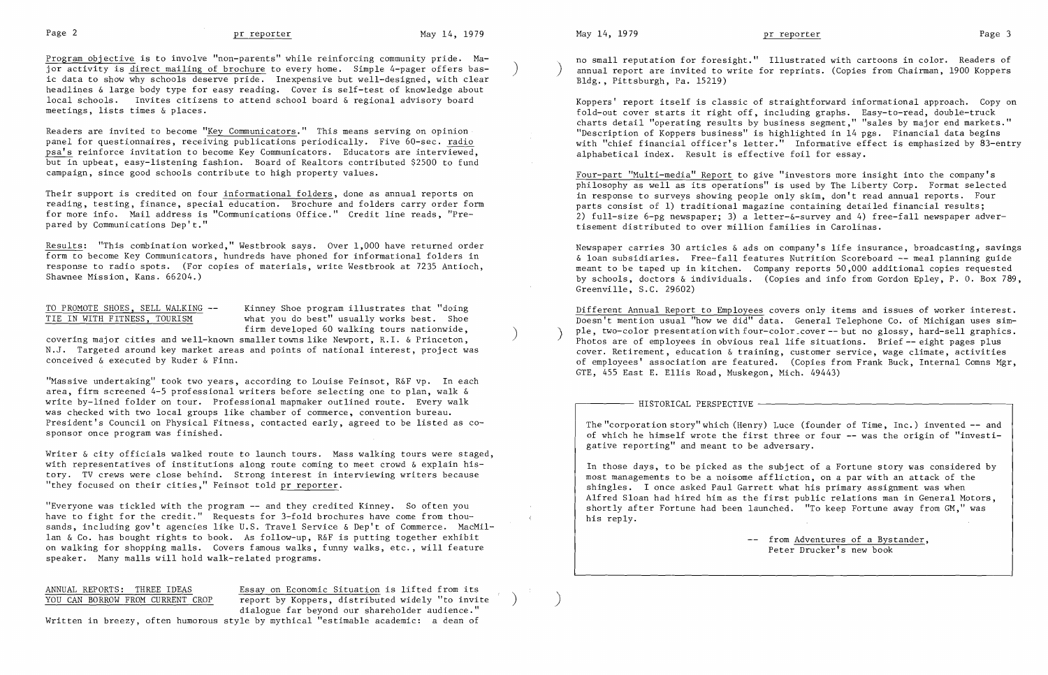Program objective is to involve "non-parents" while reinforcing community pride. Major activity is direct mailing of brochure to every home. Simple 4-pager offers basic data to show why schools deserve pride. Inexpensive but well-designed, with clear headlines & large body type for easy reading. Cover is self-test of knowledge about local schools. Invites citizens to attend school board & regional advisory board meetings, lists times & places.

Readers are invited to become "Key Communicators." This means serving on opinion panel for questionnaires, receiving publications periodically. Five 60-sec. radio psa's reinforce invitation to become Key Communicators. Educators are interviewed, but in upbeat, easy-listening fashion. Board of Realtors contributed $2500 to fund campaign, since good schools contribute to high property values.

Their support is credited on four informational folders, done as annual reports on reading, testing, finance, special education. Brochure and folders carry order form for more info. Mail address is "Communications Office." Credit line reads, "Prepared by Communications Dep't."

Results: "This combination worked," Westbrook says. Over 1,000 have returned order form to become Key Communicators, hundreds have phoned for informational folders in response to radio spots. (For copies of materials, write Westbrook at 7235 Antioch, Shawnee Mission, Kans. 66204.)

## TO PROMOTE SHOES, SELL WALKING -- TIE IN WITH FITNESS, TOURISM

Kinney Shoe program illustrates that "doing what you do best" usually works best. Shoe firm developed 60 walking tours nationwide, covering major cities and well-known smaller towns like Newport, R.I. & Princeton, N.J. Targeted around key market areas and points of national interest, project was conceived & executed by Ruder & Finn.

"Massive undertaking" took two years, according to Louise Feinsot, R&F vp. In each area, firm screened 4-5 professional writers before selecting one to plan, walk & write by-lined folder on tour. Professional mapmaker outlined route. Every walk was checked with two local groups like chamber of commerce, convention bureau. President's Council on Physical Fitness, contacted early, agreed to be listed as co-sponsor once program was finished.

Writer & city officials walked route to launch tours. Mass walking tours were staged, with representatives of institutions along route coming to meet crowd & explain history. TV crews were close behind. Strong interest in interviewing writers because "they focused on their cities," Feinsot told pr reporter.

"Everyone was tickled with the program -- and they credited Kinney. So often you have to fight for the credit." Requests for 3-fold brochures have come from thousands, including gov't agencies like U.S. Travel Service & Dep't of Commerce. MacMillan & Co. has bought rights to book. As follow-up, R&F is putting together exhibit on walking for shopping malls. Covers famous walks, funny walks, etc., will feature speaker. Many malls will hold walk-related programs.

## ANNUAL REPORTS: THREE IDEAS YOU CAN BORROW FROM CURRENT CROP

Essay on Economic Situation is lifted from its report by Koppers, distributed widely "to invite dialogue far beyond our shareholder audience." Written in breezy, often humorous style by mythical "estimable academic: a dean of no small reputation for foresight." Illustrated with cartoons in color. Readers of annual report are invited to write for reprints. (Copies from Chairman, 1900 Koppers Bldg., Pittsburgh, Pa. 15219)

Koppers' report itself is classic of straightforward informational approach. Copy on fold-out cover starts it right off, including graphs. Easy-to-read, double-truck charts detail "operating results by business segment," "sales by major end markets." "Description of Koppers business" is highlighted in 14 pgs. Financial data begins with "chief financial officer's letter." Informative effect is emphasized by 83-entry alphabetical index. Result is effective foil for essay.

Four-part "Multi-media" Report to give "investors more insight into the company's philosophy as well as its operations" is used by The Liberty Corp. Format selected in response to surveys showing people only skim, don't read annual reports. Four parts consist of 1) traditional magazine containing detailed financial results; 2) full-size 6-pg newspaper; 3) a letter-&-survey and 4) free-fall newspaper advertisement distributed to over million families in Carolinas.

Newspaper carries 30 articles & ads on company's life insurance, broadcasting, savings & loan subsidiaries. Free-fall features Nutrition Scoreboard -- meal planning guide meant to be taped up in kitchen. Company reports 50,000 additional copies requested by schools, doctors & individuals. (Copies and info from Gordon Epley, P. O. Box 789, Greenville, S.C. 29602)

Different Annual Report to Employees covers only items and issues of worker interest. Doesn't mention usual "how we did" data. General Telephone Co. of Michigan uses simple, two-color presentation with four-color cover -- but no glossy, hard-sell graphics. Photos are of employees in obvious real life situations. Brief -- eight pages plus cover. Retirement, education & training, customer service, wage climate, activities of employees' association are featured. (Copies from Frank Buck, Internal Comns Mgr, GTE, 455 East E. Ellis Road, Muskegon, Mich. 49443)

---

### HISTORICAL PERSPECTIVE

The "corporation story" which (Henry) Luce (founder of Time, Inc.) invented -- and of which he himself wrote the first three or four -- was the origin of "investigative reporting" and meant to be adversary.

In those days, to be picked as the subject of a Fortune story was considered by most managements to be a noisome affliction, on a par with an attack of the shingles. I once asked Paul Garrett what his primary assignment was when Alfred Sloan had hired him as the first public relations man in General Motors, shortly after Fortune had been launched. "To keep Fortune away from GM," was his reply.

-- from Adventures of a Bystander, Peter Drucker's new book

---